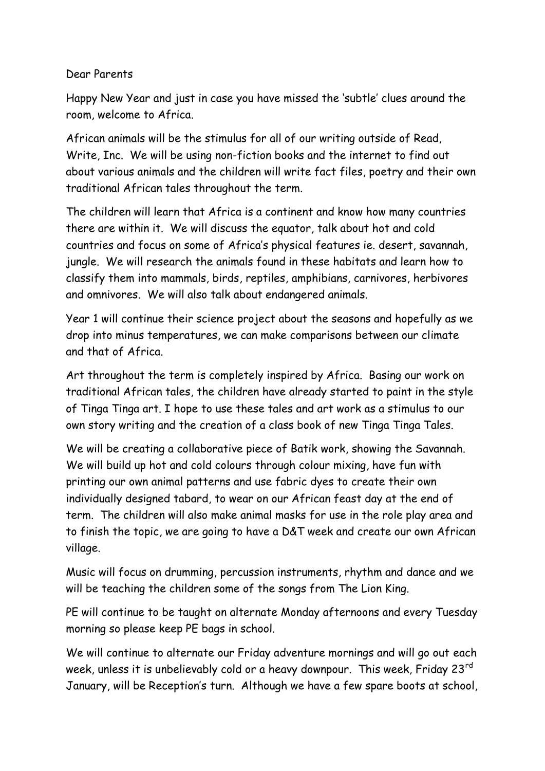Dear Parents

Happy New Year and just in case you have missed the 'subtle' clues around the room, welcome to Africa.

African animals will be the stimulus for all of our writing outside of Read, Write, Inc. We will be using non-fiction books and the internet to find out about various animals and the children will write fact files, poetry and their own traditional African tales throughout the term.

The children will learn that Africa is a continent and know how many countries there are within it. We will discuss the equator, talk about hot and cold countries and focus on some of Africa's physical features ie. desert, savannah, jungle. We will research the animals found in these habitats and learn how to classify them into mammals, birds, reptiles, amphibians, carnivores, herbivores and omnivores. We will also talk about endangered animals.

Year 1 will continue their science project about the seasons and hopefully as we drop into minus temperatures, we can make comparisons between our climate and that of Africa.

Art throughout the term is completely inspired by Africa. Basing our work on traditional African tales, the children have already started to paint in the style of Tinga Tinga art. I hope to use these tales and art work as a stimulus to our own story writing and the creation of a class book of new Tinga Tinga Tales.

We will be creating a collaborative piece of Batik work, showing the Savannah. We will build up hot and cold colours through colour mixing, have fun with printing our own animal patterns and use fabric dyes to create their own individually designed tabard, to wear on our African feast day at the end of term. The children will also make animal masks for use in the role play area and to finish the topic, we are going to have a D&T week and create our own African village.

Music will focus on drumming, percussion instruments, rhythm and dance and we will be teaching the children some of the songs from The Lion King.

PE will continue to be taught on alternate Monday afternoons and every Tuesday morning so please keep PE bags in school.

We will continue to alternate our Friday adventure mornings and will go out each week, unless it is unbelievably cold or a heavy downpour. This week, Friday 23rd January, will be Reception's turn. Although we have a few spare boots at school,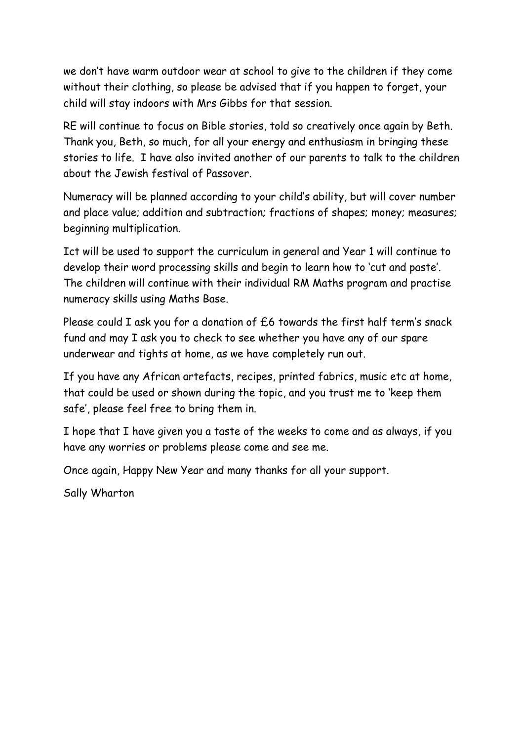we don't have warm outdoor wear at school to give to the children if they come without their clothing, so please be advised that if you happen to forget, your child will stay indoors with Mrs Gibbs for that session.

RE will continue to focus on Bible stories, told so creatively once again by Beth. Thank you, Beth, so much, for all your energy and enthusiasm in bringing these stories to life. I have also invited another of our parents to talk to the children about the Jewish festival of Passover.

Numeracy will be planned according to your child's ability, but will cover number and place value; addition and subtraction; fractions of shapes; money; measures; beginning multiplication.

Ict will be used to support the curriculum in general and Year 1 will continue to develop their word processing skills and begin to learn how to 'cut and paste'. The children will continue with their individual RM Maths program and practise numeracy skills using Maths Base.

Please could I ask you for a donation of £6 towards the first half term's snack fund and may I ask you to check to see whether you have any of our spare underwear and tights at home, as we have completely run out.

If you have any African artefacts, recipes, printed fabrics, music etc at home, that could be used or shown during the topic, and you trust me to 'keep them safe', please feel free to bring them in.

I hope that I have given you a taste of the weeks to come and as always, if you have any worries or problems please come and see me.

Once again, Happy New Year and many thanks for all your support.

Sally Wharton